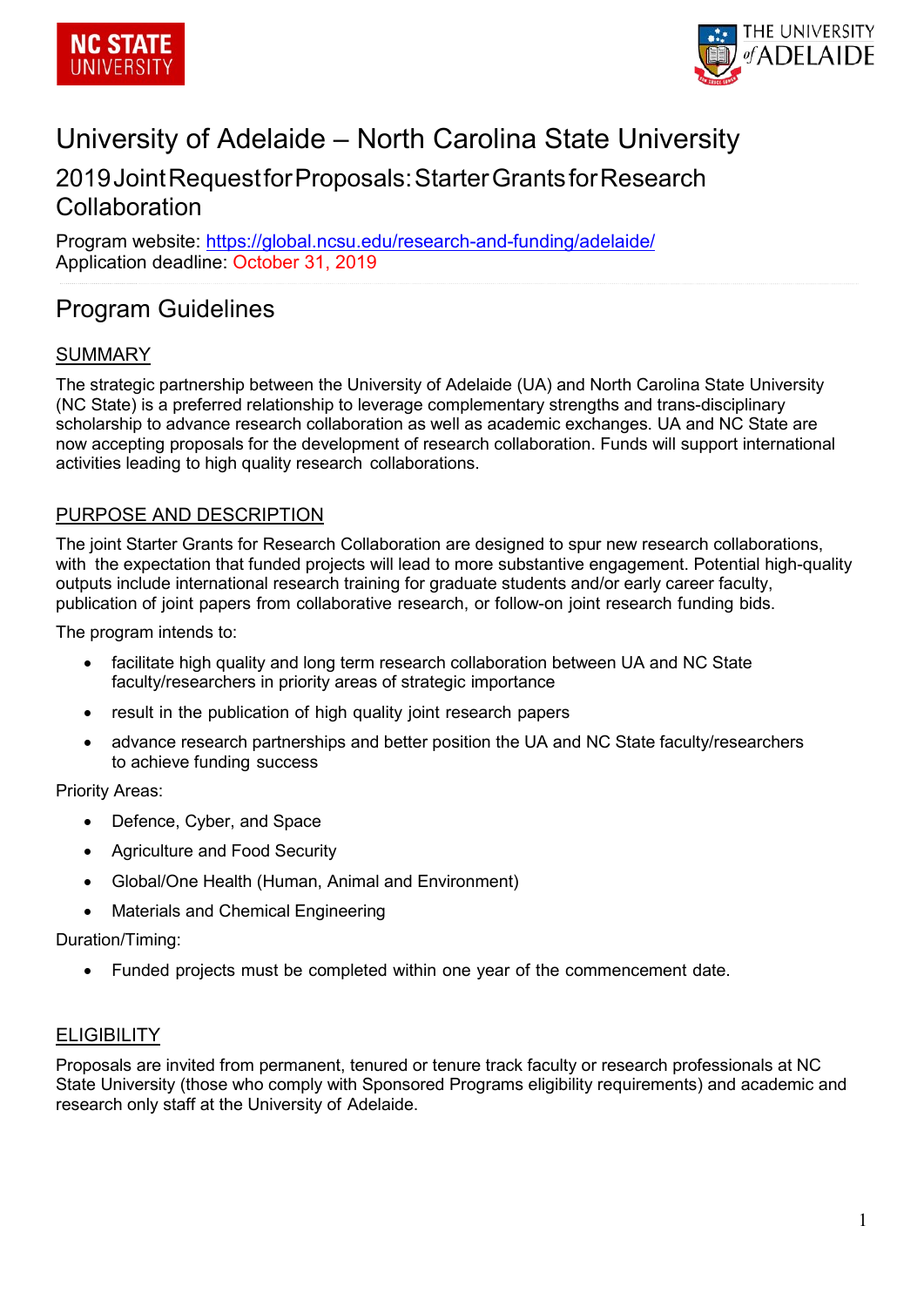# University of Adelaide – North Carolina State University

## 2019 Joint Request for Proposals: Starter Grants for Research Collaboration

Program website: https://global.ncsu.edu/research-and-funding/adelaide/
Application deadline: October 31, 2019

## Program Guidelines

### SUMMARY

The strategic partnership between the University of Adelaide (UA) and North Carolina State University (NC State) is a preferred relationship to leverage complementary strengths and trans-disciplinary scholarship to advance research collaboration as well as academic exchanges. UA and NC State are now accepting proposals for the development of research collaboration. Funds will support international activities leading to high quality research collaborations.

### PURPOSE AND DESCRIPTION

The joint Starter Grants for Research Collaboration are designed to spur new research collaborations, with the expectation that funded projects will lead to more substantive engagement. Potential high-quality outputs include international research training for graduate students and/or early career faculty, publication of joint papers from collaborative research, or follow-on joint research funding bids.

The program intends to:

- facilitate high quality and long term research collaboration between UA and NC State faculty/researchers in priority areas of strategic importance
- result in the publication of high quality joint research papers
- advance research partnerships and better position the UA and NC State faculty/researchers to achieve funding success

Priority Areas:

- Defence, Cyber, and Space
- Agriculture and Food Security
- Global/One Health (Human, Animal and Environment)
- Materials and Chemical Engineering

Duration/Timing:

- Funded projects must be completed within one year of the commencement date.

### ELIGIBILITY

Proposals are invited from permanent, tenured or tenure track faculty or research professionals at NC State University (those who comply with Sponsored Programs eligibility requirements) and academic and research only staff at the University of Adelaide.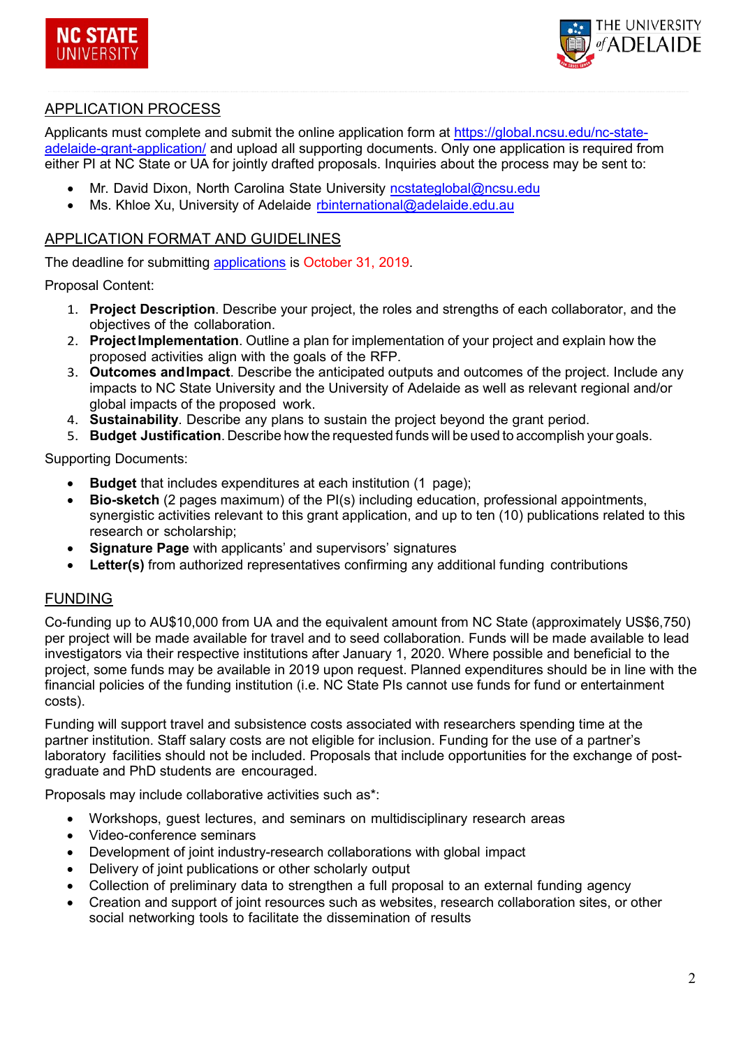## APPLICATION PROCESS

Applicants must complete and submit the online application form at [https://global.ncsu.edu/nc-state-adelaide-grant-application/](https://global.ncsu.edu/nc-state-adelaide-grant-application/) and upload all supporting documents. Only one application is required from either PI at NC State or UA for jointly drafted proposals. Inquiries about the process may be sent to:

- Mr. David Dixon, North Carolina State University ncstateglobal@ncsu.edu
- Ms. Khloe Xu, University of Adelaide rbinternational@adelaide.edu.au

## APPLICATION FORMAT AND GUIDELINES

The deadline for submitting applications is October 31, 2019.

Proposal Content:

1. **Project Description**. Describe your project, the roles and strengths of each collaborator, and the objectives of the collaboration.
2. **Project Implementation**. Outline a plan for implementation of your project and explain how the proposed activities align with the goals of the RFP.
3. **Outcomes and Impact**. Describe the anticipated outputs and outcomes of the project. Include any impacts to NC State University and the University of Adelaide as well as relevant regional and/or global impacts of the proposed work.
4. **Sustainability**. Describe any plans to sustain the project beyond the grant period.
5. **Budget Justification**. Describe how the requested funds will be used to accomplish your goals.

Supporting Documents:

- **Budget** that includes expenditures at each institution (1 page);
- **Bio-sketch** (2 pages maximum) of the PI(s) including education, professional appointments, synergistic activities relevant to this grant application, and up to ten (10) publications related to this research or scholarship;
- **Signature Page** with applicants' and supervisors' signatures
- **Letter(s)** from authorized representatives confirming any additional funding contributions

## FUNDING

Co-funding up to AU$10,000 from UA and the equivalent amount from NC State (approximately US$6,750) per project will be made available for travel and to seed collaboration. Funds will be made available to lead investigators via their respective institutions after January 1, 2020. Where possible and beneficial to the project, some funds may be available in 2019 upon request. Planned expenditures should be in line with the financial policies of the funding institution (i.e. NC State PIs cannot use funds for fund or entertainment costs).

Funding will support travel and subsistence costs associated with researchers spending time at the partner institution. Staff salary costs are not eligible for inclusion. Funding for the use of a partner's laboratory facilities should not be included. Proposals that include opportunities for the exchange of post-graduate and PhD students are encouraged.

Proposals may include collaborative activities such as*:

- Workshops, guest lectures, and seminars on multidisciplinary research areas
- Video-conference seminars
- Development of joint industry-research collaborations with global impact
- Delivery of joint publications or other scholarly output
- Collection of preliminary data to strengthen a full proposal to an external funding agency
- Creation and support of joint resources such as websites, research collaboration sites, or other social networking tools to facilitate the dissemination of results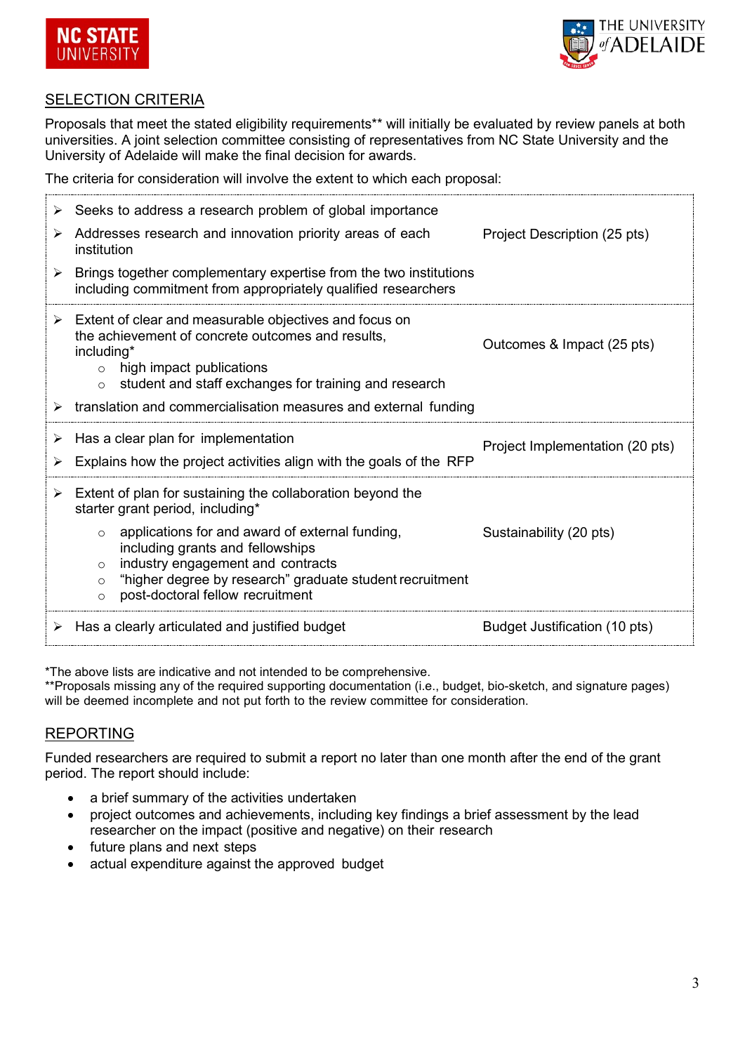## SELECTION CRITERIA

Proposals that meet the stated eligibility requirements** will initially be evaluated by review panels at both universities. A joint selection committee consisting of representatives from NC State University and the University of Adelaide will make the final decision for awards.

The criteria for consideration will involve the extent to which each proposal:

| Criteria | Category |
|---|---|
| ➢ Seeks to address a research problem of global importance<br>➢ Addresses research and innovation priority areas of each institution<br>➢ Brings together complementary expertise from the two institutions including commitment from appropriately qualified researchers | Project Description (25 pts) |
| ➢ Extent of clear and measurable objectives and focus on the achievement of concrete outcomes and results, including*<br>&nbsp;&nbsp;&nbsp;&nbsp;○ high impact publications<br>&nbsp;&nbsp;&nbsp;&nbsp;○ student and staff exchanges for training and research<br>➢ translation and commercialisation measures and external funding | Outcomes & Impact (25 pts) |
| ➢ Has a clear plan for implementation<br>➢ Explains how the project activities align with the goals of the RFP | Project Implementation (20 pts) |
| ➢ Extent of plan for sustaining the collaboration beyond the starter grant period, including*<br>&nbsp;&nbsp;&nbsp;&nbsp;○ applications for and award of external funding, including grants and fellowships<br>&nbsp;&nbsp;&nbsp;&nbsp;○ industry engagement and contracts<br>&nbsp;&nbsp;&nbsp;&nbsp;○ "higher degree by research" graduate student recruitment<br>&nbsp;&nbsp;&nbsp;&nbsp;○ post-doctoral fellow recruitment | Sustainability (20 pts) |
| ➢ Has a clearly articulated and justified budget | Budget Justification (10 pts) |

*The above lists are indicative and not intended to be comprehensive.
**Proposals missing any of the required supporting documentation (i.e., budget, bio-sketch, and signature pages) will be deemed incomplete and not put forth to the review committee for consideration.

## REPORTING

Funded researchers are required to submit a report no later than one month after the end of the grant period. The report should include:

- a brief summary of the activities undertaken
- project outcomes and achievements, including key findings a brief assessment by the lead researcher on the impact (positive and negative) on their research
- future plans and next steps
- actual expenditure against the approved budget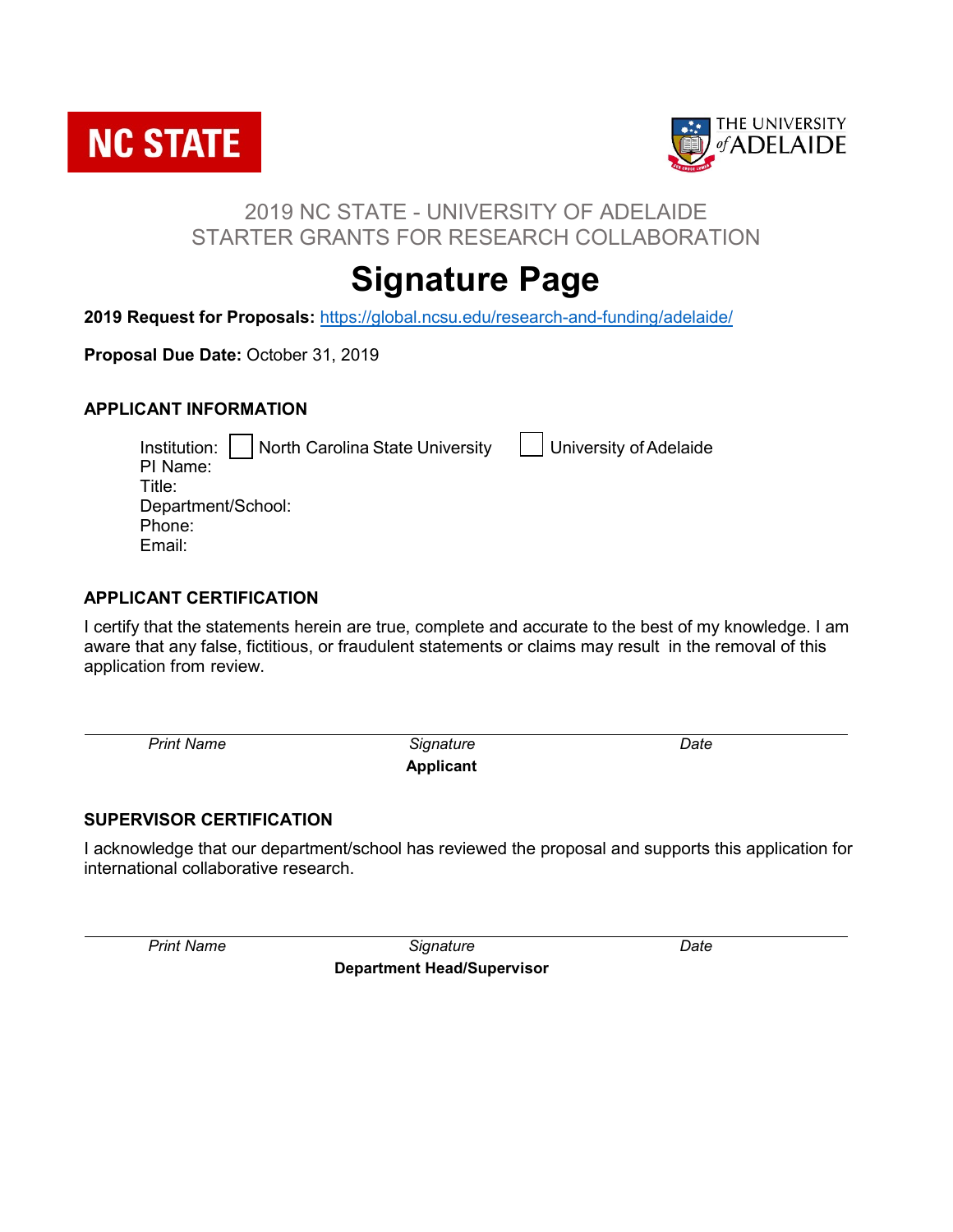NC STATE

THE UNIVERSITY of ADELAIDE

2019 NC STATE - UNIVERSITY OF ADELAIDE
STARTER GRANTS FOR RESEARCH COLLABORATION

# Signature Page

**2019 Request for Proposals:** https://global.ncsu.edu/research-and-funding/adelaide/

**Proposal Due Date:** October 31, 2019

**APPLICANT INFORMATION**

Institution: ☐ North Carolina State University ☐ University of Adelaide
PI Name:
Title:
Department/School:
Phone:
Email:

**APPLICANT CERTIFICATION**

I certify that the statements herein are true, complete and accurate to the best of my knowledge. I am aware that any false, fictitious, or fraudulent statements or claims may result in the removal of this application from review.

| *Print Name* | *Signature* | *Date* |
|---|---|---|
| | **Applicant** | |

**SUPERVISOR CERTIFICATION**

I acknowledge that our department/school has reviewed the proposal and supports this application for international collaborative research.

| *Print Name* | *Signature* | *Date* |
|---|---|---|
| | **Department Head/Supervisor** | |